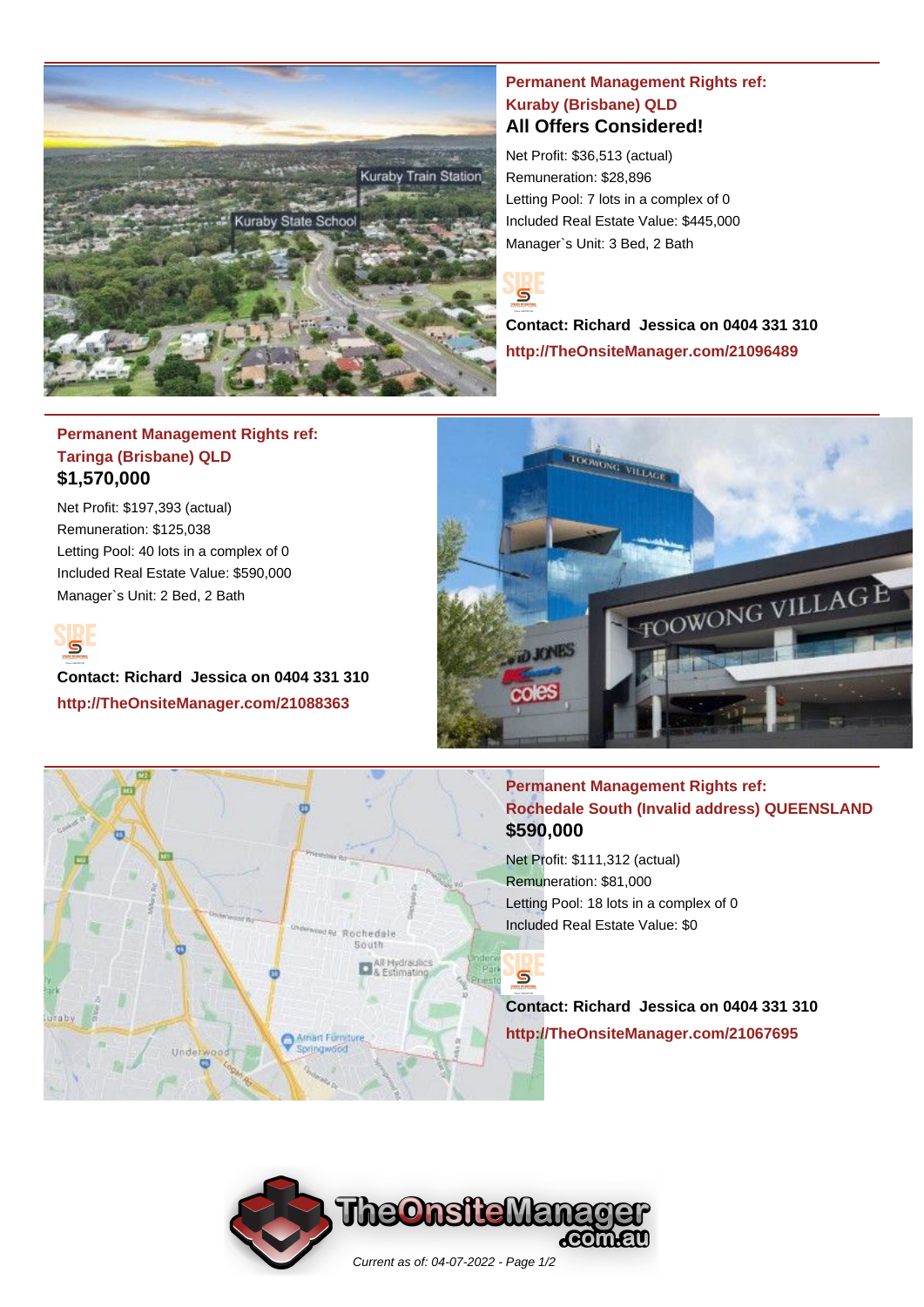### Permanent Management Rights ref: Kuraby (Brisbane) QLD

## All Offers Considered!

Net Profit: $36,513 (actual)
Remuneration: $28,896
Letting Pool: 7 lots in a complex of 0
Included Real Estate Value: $445,000
Manager`s Unit: 3 Bed, 2 Bath

**Contact: Richard Jessica on 0404 331 310**
**http://TheOnsiteManager.com/21096489**

### Permanent Management Rights ref: Taringa (Brisbane) QLD

## $1,570,000

Net Profit: $197,393 (actual)
Remuneration: $125,038
Letting Pool: 40 lots in a complex of 0
Included Real Estate Value: $590,000
Manager`s Unit: 2 Bed, 2 Bath

**Contact: Richard Jessica on 0404 331 310**
**http://TheOnsiteManager.com/21088363**

### Permanent Management Rights ref: Rochedale South (Invalid address) QUEENSLAND

## $590,000

Net Profit: $111,312 (actual)
Remuneration: $81,000
Letting Pool: 18 lots in a complex of 0
Included Real Estate Value: $0

**Contact: Richard Jessica on 0404 331 310**
**http://TheOnsiteManager.com/21067695**

*Current as of: 04-07-2022*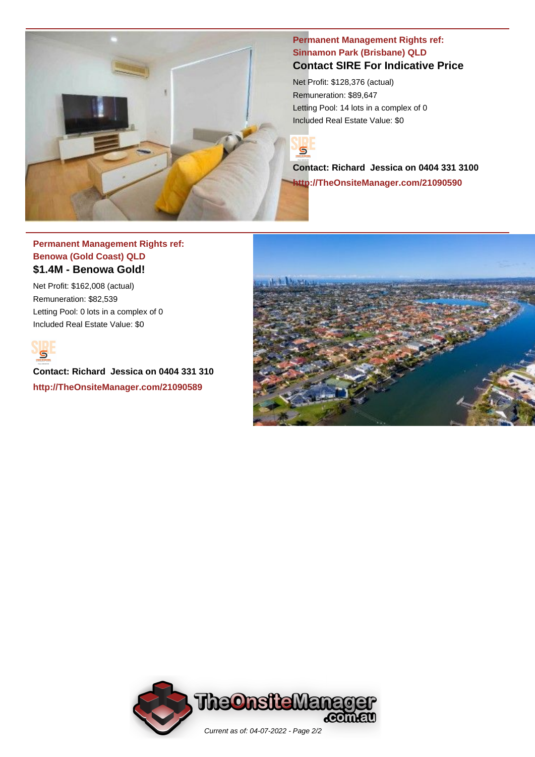**Permanent Management Rights ref: Sinnamon Park (Brisbane) QLD**

### Contact SIRE For Indicative Price

Net Profit: $128,376 (actual)
Remuneration: $89,647
Letting Pool: 14 lots in a complex of 0
Included Real Estate Value: $0

**Contact: Richard  Jessica on 0404 331 3100**
**http://TheOnsiteManager.com/21090590**

**Permanent Management Rights ref: Benowa (Gold Coast) QLD**

### $1.4M - Benowa Gold!

Net Profit: $162,008 (actual)
Remuneration: $82,539
Letting Pool: 0 lots in a complex of 0
Included Real Estate Value: $0

**Contact: Richard  Jessica on 0404 331 310**
**http://TheOnsiteManager.com/21090589**

Current as of: 04-07-2022